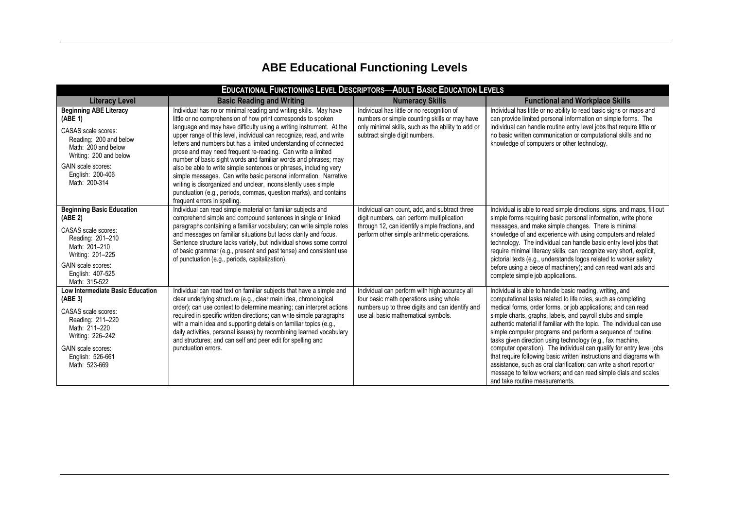# ABE Educational Functioning Levels

| **Educational Functioning Level Descriptors—Adult Basic Education Levels** | | | |
|---|---|---|---|
| **Literacy Level** | **Basic Reading and Writing** | **Numeracy Skills** | **Functional and Workplace Skills** |
| **Beginning ABE Literacy (ABE 1)**<br><br>CASAS scale scores:<br>Reading: 200 and below<br>Math: 200 and below<br>Writing: 200 and below<br><br>GAIN scale scores:<br>English: 200-406<br>Math: 200-314 | Individual has no or minimal reading and writing skills. May have little or no comprehension of how print corresponds to spoken language and may have difficulty using a writing instrument. At the upper range of this level, individual can recognize, read, and write letters and numbers but has a limited understanding of connected prose and may need frequent re-reading. Can write a limited number of basic sight words and familiar words and phrases; may also be able to write simple sentences or phrases, including very simple messages. Can write basic personal information. Narrative writing is disorganized and unclear, inconsistently uses simple punctuation (e.g., periods, commas, question marks), and contains frequent errors in spelling. | Individual has little or no recognition of numbers or simple counting skills or may have only minimal skills, such as the ability to add or subtract single digit numbers. | Individual has little or no ability to read basic signs or maps and can provide limited personal information on simple forms. The individual can handle routine entry level jobs that require little or no basic written communication or computational skills and no knowledge of computers or other technology. |
| **Beginning Basic Education (ABE 2)**<br><br>CASAS scale scores:<br>Reading: 201–210<br>Math: 201–210<br>Writing: 201–225<br><br>GAIN scale scores:<br>English: 407-525<br>Math: 315-522 | Individual can read simple material on familiar subjects and comprehend simple and compound sentences in single or linked paragraphs containing a familiar vocabulary; can write simple notes and messages on familiar situations but lacks clarity and focus. Sentence structure lacks variety, but individual shows some control of basic grammar (e.g., present and past tense) and consistent use of punctuation (e.g., periods, capitalization). | Individual can count, add, and subtract three digit numbers, can perform multiplication through 12, can identify simple fractions, and perform other simple arithmetic operations. | Individual is able to read simple directions, signs, and maps, fill out simple forms requiring basic personal information, write phone messages, and make simple changes. There is minimal knowledge of and experience with using computers and related technology. The individual can handle basic entry level jobs that require minimal literacy skills; can recognize very short, explicit, pictorial texts (e.g., understands logos related to worker safety before using a piece of machinery); and can read want ads and complete simple job applications. |
| **Low Intermediate Basic Education (ABE 3)**<br><br>CASAS scale scores:<br>Reading: 211–220<br>Math: 211–220<br>Writing: 226–242<br><br>GAIN scale scores:<br>English: 526-661<br>Math: 523-669 | Individual can read text on familiar subjects that have a simple and clear underlying structure (e.g., clear main idea, chronological order); can use context to determine meaning; can interpret actions required in specific written directions; can write simple paragraphs with a main idea and supporting details on familiar topics (e.g., daily activities, personal issues) by recombining learned vocabulary and structures; and can self and peer edit for spelling and punctuation errors. | Individual can perform with high accuracy all four basic math operations using whole numbers up to three digits and can identify and use all basic mathematical symbols. | Individual is able to handle basic reading, writing, and computational tasks related to life roles, such as completing medical forms, order forms, or job applications; and can read simple charts, graphs, labels, and payroll stubs and simple authentic material if familiar with the topic. The individual can use simple computer programs and perform a sequence of routine tasks given direction using technology (e.g., fax machine, computer operation). The individual can qualify for entry level jobs that require following basic written instructions and diagrams with assistance, such as oral clarification; can write a short report or message to fellow workers; and can read simple dials and scales and take routine measurements. |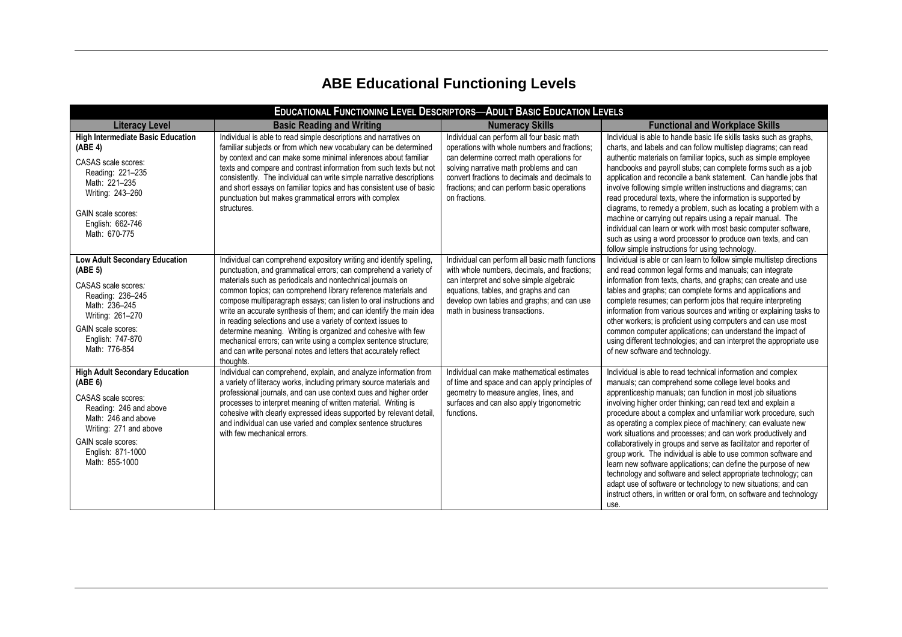# ABE Educational Functioning Levels

| EDUCATIONAL FUNCTIONING LEVEL DESCRIPTORS—ADULT BASIC EDUCATION LEVELS | | | |
|---|---|---|---|
| **Literacy Level** | **Basic Reading and Writing** | **Numeracy Skills** | **Functional and Workplace Skills** |
| **High Intermediate Basic Education (ABE 4)**<br><br>CASAS scale scores:<br>Reading: 221–235<br>Math: 221–235<br>Writing: 243–260<br><br>GAIN scale scores:<br>English: 662-746<br>Math: 670-775 | Individual is able to read simple descriptions and narratives on familiar subjects or from which new vocabulary can be determined by context and can make some minimal inferences about familiar texts and compare and contrast information from such texts but not consistently. The individual can write simple narrative descriptions and short essays on familiar topics and has consistent use of basic punctuation but makes grammatical errors with complex structures. | Individual can perform all four basic math operations with whole numbers and fractions; can determine correct math operations for solving narrative math problems and can convert fractions to decimals and decimals to fractions; and can perform basic operations on fractions. | Individual is able to handle basic life skills tasks such as graphs, charts, and labels and can follow multistep diagrams; can read authentic materials on familiar topics, such as simple employee handbooks and payroll stubs; can complete forms such as a job application and reconcile a bank statement. Can handle jobs that involve following simple written instructions and diagrams; can read procedural texts, where the information is supported by diagrams, to remedy a problem, such as locating a problem with a machine or carrying out repairs using a repair manual. The individual can learn or work with most basic computer software, such as using a word processor to produce own texts, and can follow simple instructions for using technology. |
| **Low Adult Secondary Education (ABE 5)**<br><br>CASAS scale scores:<br>Reading: 236–245<br>Math: 236–245<br>Writing: 261–270<br><br>GAIN scale scores:<br>English: 747-870<br>Math: 776-854 | Individual can comprehend expository writing and identify spelling, punctuation, and grammatical errors; can comprehend a variety of materials such as periodicals and nontechnical journals on common topics; can comprehend library reference materials and compose multiparagraph essays; can listen to oral instructions and write an accurate synthesis of them; and can identify the main idea in reading selections and use a variety of context issues to determine meaning. Writing is organized and cohesive with few mechanical errors; can write using a complex sentence structure; and can write personal notes and letters that accurately reflect thoughts. | Individual can perform all basic math functions with whole numbers, decimals, and fractions; can interpret and solve simple algebraic equations, tables, and graphs and can develop own tables and graphs; and can use math in business transactions. | Individual is able or can learn to follow simple multistep directions and read common legal forms and manuals; can integrate information from texts, charts, and graphs; can create and use tables and graphs; can complete forms and applications and complete resumes; can perform jobs that require interpreting information from various sources and writing or explaining tasks to other workers; is proficient using computers and can use most common computer applications; can understand the impact of using different technologies; and can interpret the appropriate use of new software and technology. |
| **High Adult Secondary Education (ABE 6)**<br><br>CASAS scale scores:<br>Reading: 246 and above<br>Math: 246 and above<br>Writing: 271 and above<br><br>GAIN scale scores:<br>English: 871-1000<br>Math: 855-1000 | Individual can comprehend, explain, and analyze information from a variety of literacy works, including primary source materials and professional journals, and can use context cues and higher order processes to interpret meaning of written material. Writing is cohesive with clearly expressed ideas supported by relevant detail, and individual can use varied and complex sentence structures with few mechanical errors. | Individual can make mathematical estimates of time and space and can apply principles of geometry to measure angles, lines, and surfaces and can also apply trigonometric functions. | Individual is able to read technical information and complex manuals; can comprehend some college level books and apprenticeship manuals; can function in most job situations involving higher order thinking; can read text and explain a procedure about a complex and unfamiliar work procedure, such as operating a complex piece of machinery; can evaluate new work situations and processes; and can work productively and collaboratively in groups and serve as facilitator and reporter of group work. The individual is able to use common software and learn new software applications; can define the purpose of new technology and software and select appropriate technology; can adapt use of software or technology to new situations; and can instruct others, in written or oral form, on software and technology use. |